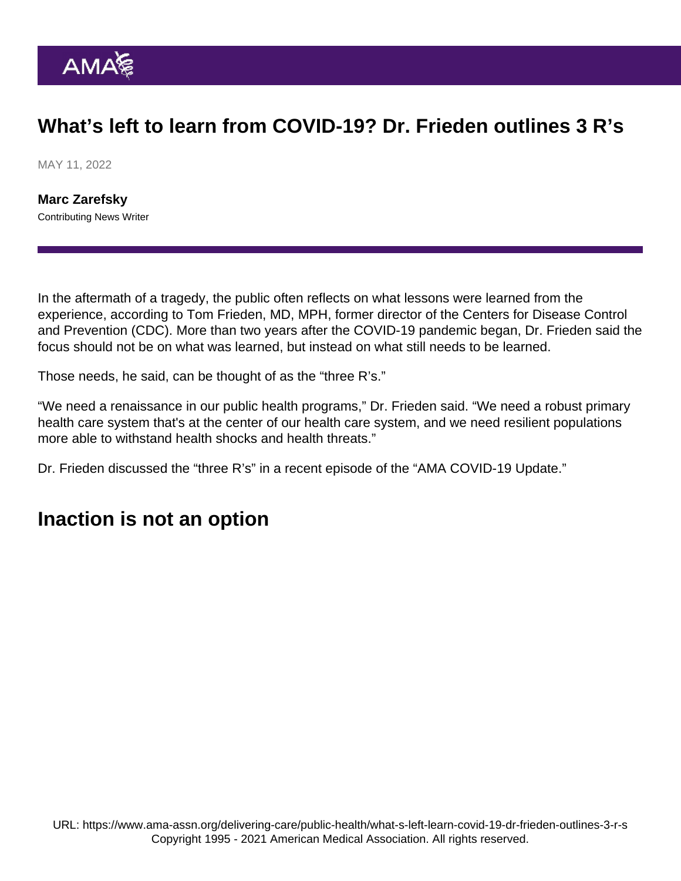# What’s left to learn from COVID-19? Dr. Frieden outlines 3 R’s

MAY 11, 2022

**Marc Zarefsky**
Contributing News Writer

In the aftermath of a tragedy, the public often reflects on what lessons were learned from the experience, according to Tom Frieden, MD, MPH, former director of the Centers for Disease Control and Prevention (CDC). More than two years after the COVID-19 pandemic began, Dr. Frieden said the focus should not be on what was learned, but instead on what still needs to be learned.

Those needs, he said, can be thought of as the “three R’s.”

“We need a renaissance in our public health programs,” Dr. Frieden said. “We need a robust primary health care system that's at the center of our health care system, and we need resilient populations more able to withstand health shocks and health threats.”

Dr. Frieden discussed the “three R’s” in a recent episode of the “AMA COVID-19 Update.”

## Inaction is not an option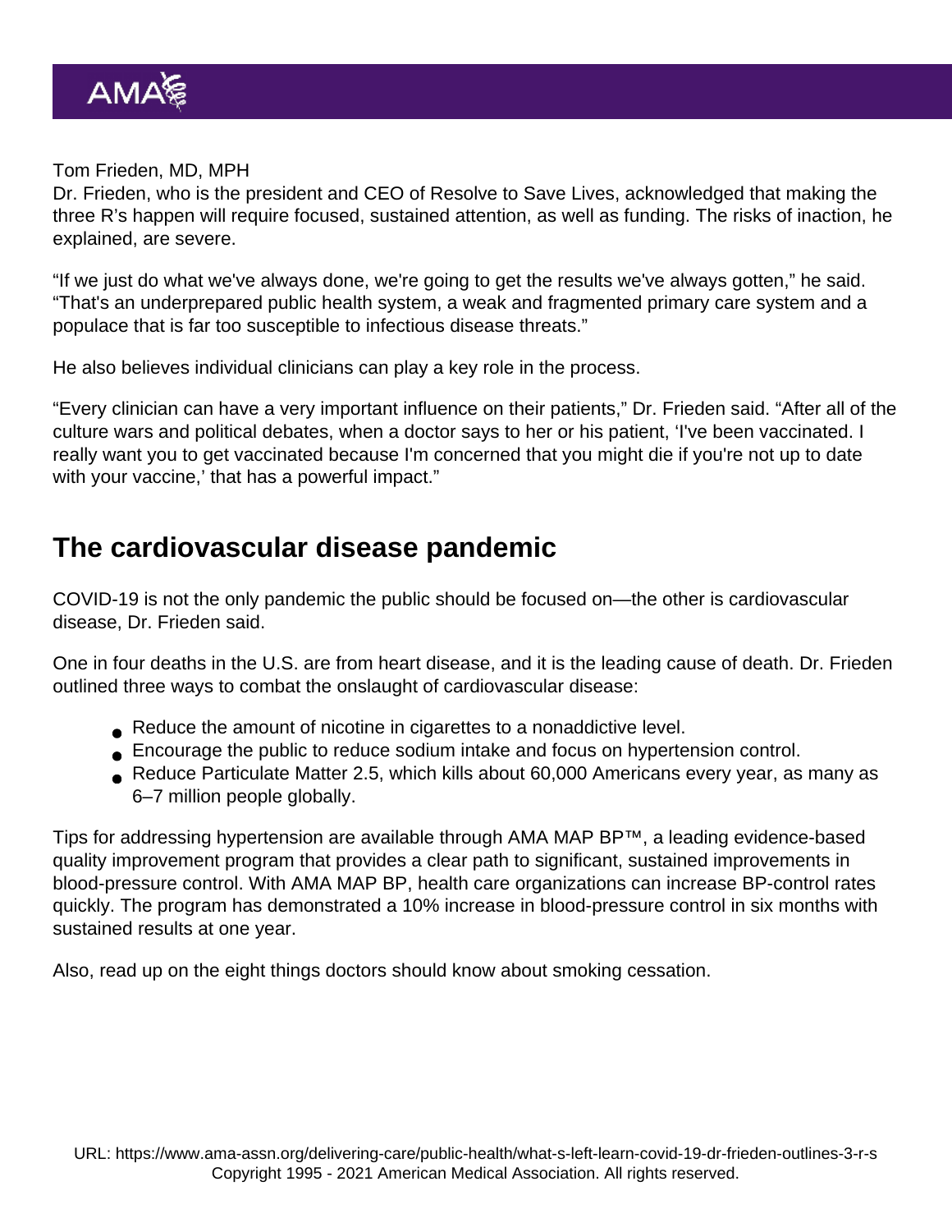Tom Frieden, MD, MPH

Dr. Frieden, who is the president and CEO of Resolve to Save Lives, acknowledged that making the three R's happen will require focused, sustained attention, as well as funding. The risks of inaction, he explained, are severe.

"If we just do what we've always done, we're going to get the results we've always gotten," he said. "That's an underprepared public health system, a weak and fragmented primary care system and a populace that is far too susceptible to infectious disease threats."

He also believes individual clinicians can play a key role in the process.

"Every clinician can have a very important influence on their patients," Dr. Frieden said. "After all of the culture wars and political debates, when a doctor says to her or his patient, 'I've been vaccinated. I really want you to get vaccinated because I'm concerned that you might die if you're not up to date with your vaccine,' that has a powerful impact."

## The cardiovascular disease pandemic

COVID-19 is not the only pandemic the public should be focused on—the other is cardiovascular disease, Dr. Frieden said.

One in four deaths in the U.S. are from heart disease, and it is the leading cause of death. Dr. Frieden outlined three ways to combat the onslaught of cardiovascular disease:

- Reduce the amount of nicotine in cigarettes to a nonaddictive level.
- Encourage the public to reduce sodium intake and focus on hypertension control.
- Reduce Particulate Matter 2.5, which kills about 60,000 Americans every year, as many as 6–7 million people globally.

Tips for addressing hypertension are available through AMA MAP BP™, a leading evidence-based quality improvement program that provides a clear path to significant, sustained improvements in blood-pressure control. With AMA MAP BP, health care organizations can increase BP-control rates quickly. The program has demonstrated a 10% increase in blood-pressure control in six months with sustained results at one year.

Also, read up on the eight things doctors should know about smoking cessation.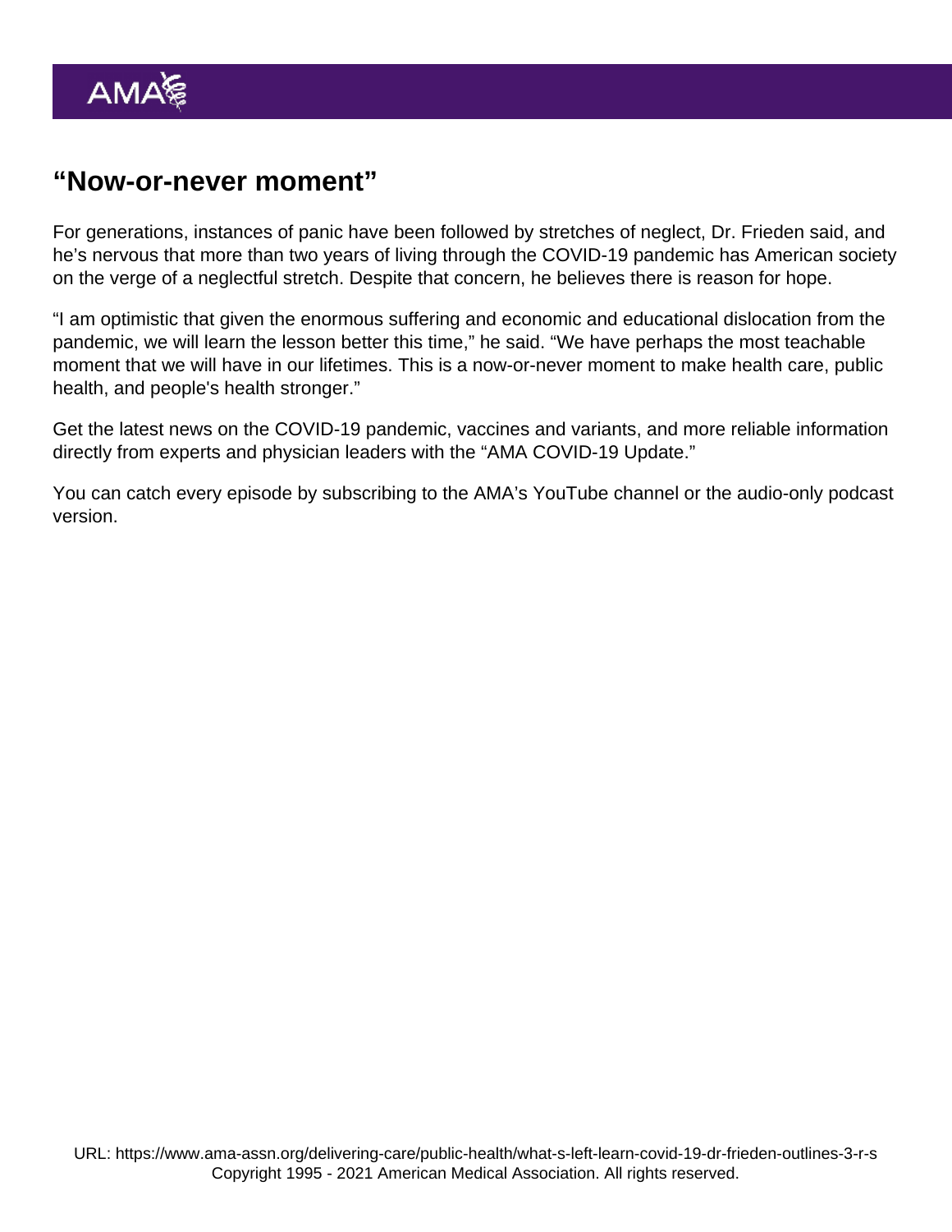## “Now-or-never moment”

For generations, instances of panic have been followed by stretches of neglect, Dr. Frieden said, and he’s nervous that more than two years of living through the COVID-19 pandemic has American society on the verge of a neglectful stretch. Despite that concern, he believes there is reason for hope.

“I am optimistic that given the enormous suffering and economic and educational dislocation from the pandemic, we will learn the lesson better this time,” he said. “We have perhaps the most teachable moment that we will have in our lifetimes. This is a now-or-never moment to make health care, public health, and people's health stronger.”

Get the latest news on the COVID-19 pandemic, vaccines and variants, and more reliable information directly from experts and physician leaders with the “AMA COVID-19 Update.”

You can catch every episode by subscribing to the AMA’s YouTube channel or the audio-only podcast version.